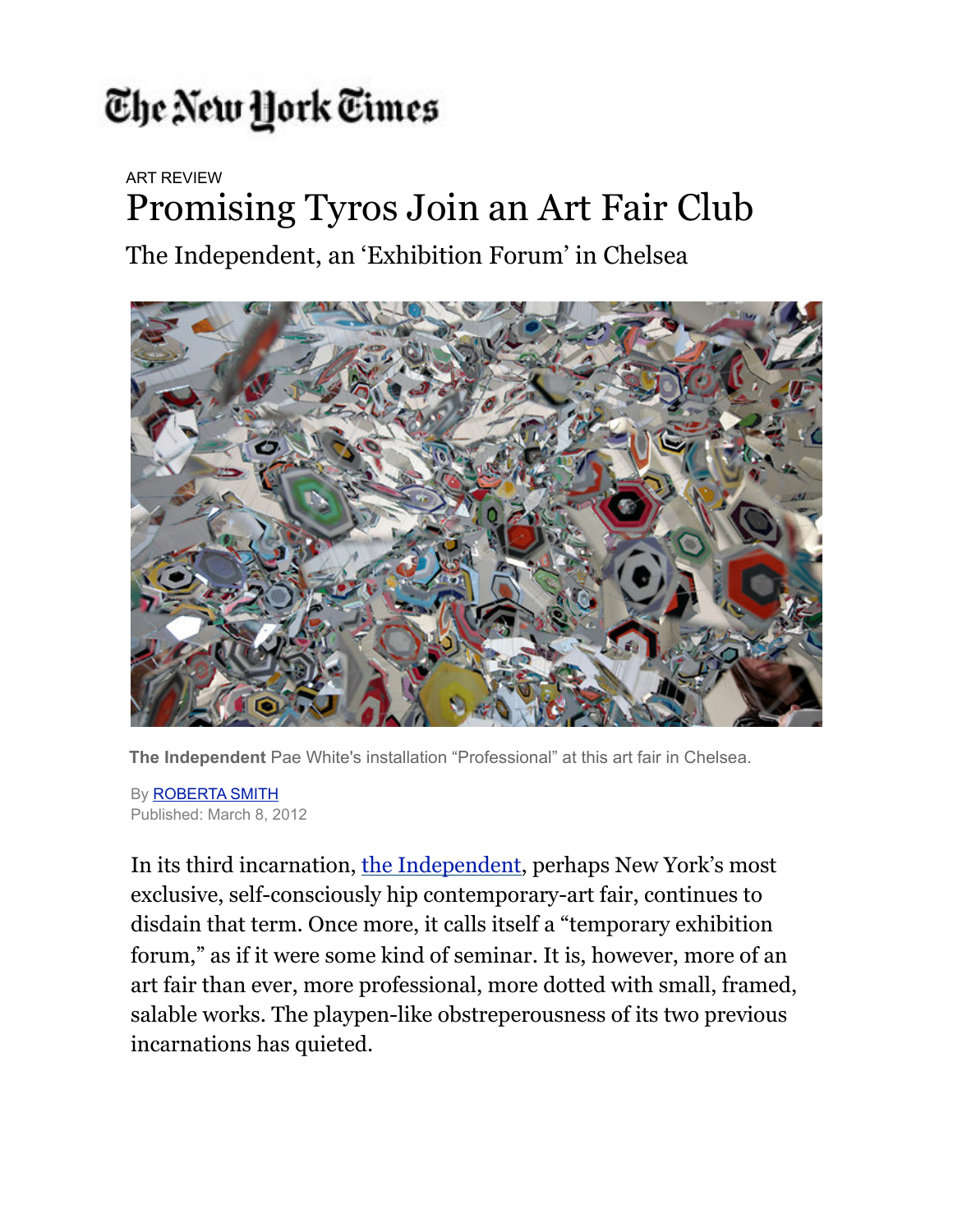The New York Times

ART REVIEW

# Promising Tyros Join an Art Fair Club

## The Independent, an 'Exhibition Forum' in Chelsea

**The Independent** Pae White's installation "Professional" at this art fair in Chelsea.

By ROBERTA SMITH
Published: March 8, 2012

In its third incarnation, the Independent, perhaps New York's most exclusive, self-consciously hip contemporary-art fair, continues to disdain that term. Once more, it calls itself a "temporary exhibition forum," as if it were some kind of seminar. It is, however, more of an art fair than ever, more professional, more dotted with small, framed, salable works. The playpen-like obstreperousness of its two previous incarnations has quieted.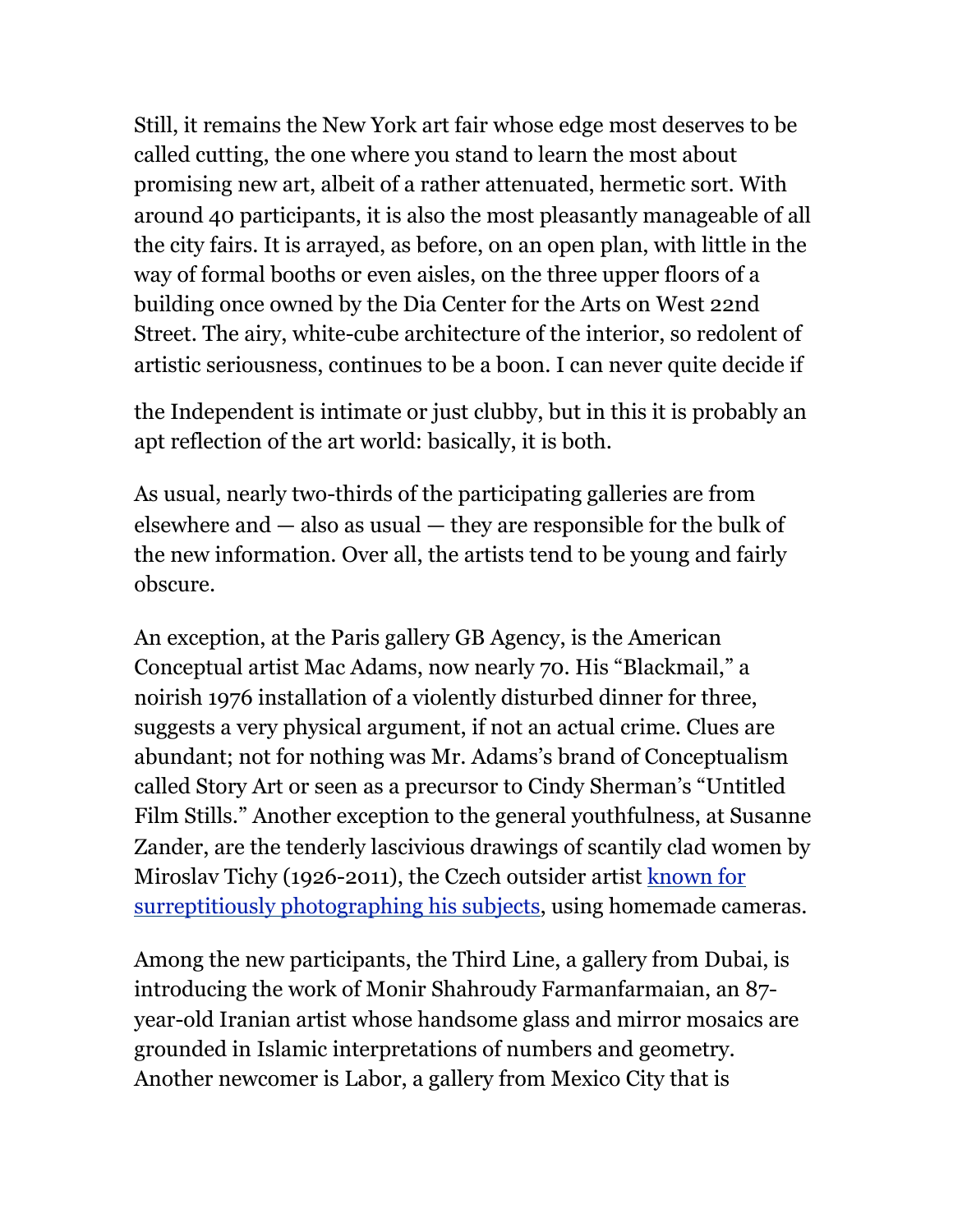Still, it remains the New York art fair whose edge most deserves to be called cutting, the one where you stand to learn the most about promising new art, albeit of a rather attenuated, hermetic sort. With around 40 participants, it is also the most pleasantly manageable of all the city fairs. It is arrayed, as before, on an open plan, with little in the way of formal booths or even aisles, on the three upper floors of a building once owned by the Dia Center for the Arts on West 22nd Street. The airy, white-cube architecture of the interior, so redolent of artistic seriousness, continues to be a boon. I can never quite decide if the Independent is intimate or just clubby, but in this it is probably an apt reflection of the art world: basically, it is both.

As usual, nearly two-thirds of the participating galleries are from elsewhere and — also as usual — they are responsible for the bulk of the new information. Over all, the artists tend to be young and fairly obscure.

An exception, at the Paris gallery GB Agency, is the American Conceptual artist Mac Adams, now nearly 70. His "Blackmail," a noirish 1976 installation of a violently disturbed dinner for three, suggests a very physical argument, if not an actual crime. Clues are abundant; not for nothing was Mr. Adams's brand of Conceptualism called Story Art or seen as a precursor to Cindy Sherman's "Untitled Film Stills." Another exception to the general youthfulness, at Susanne Zander, are the tenderly lascivious drawings of scantily clad women by Miroslav Tichy (1926-2011), the Czech outsider artist known for surreptitiously photographing his subjects, using homemade cameras.

Among the new participants, the Third Line, a gallery from Dubai, is introducing the work of Monir Shahroudy Farmanfarmaian, an 87-year-old Iranian artist whose handsome glass and mirror mosaics are grounded in Islamic interpretations of numbers and geometry. Another newcomer is Labor, a gallery from Mexico City that is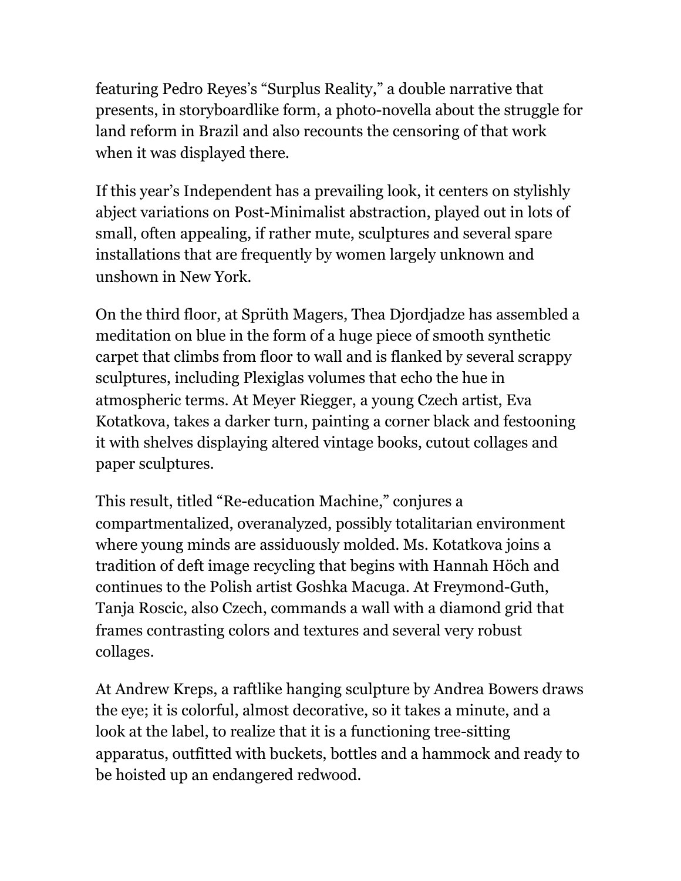featuring Pedro Reyes's "Surplus Reality," a double narrative that presents, in storyboardlike form, a photo-novella about the struggle for land reform in Brazil and also recounts the censoring of that work when it was displayed there.

If this year's Independent has a prevailing look, it centers on stylishly abject variations on Post-Minimalist abstraction, played out in lots of small, often appealing, if rather mute, sculptures and several spare installations that are frequently by women largely unknown and unshown in New York.

On the third floor, at Sprüth Magers, Thea Djordjadze has assembled a meditation on blue in the form of a huge piece of smooth synthetic carpet that climbs from floor to wall and is flanked by several scrappy sculptures, including Plexiglas volumes that echo the hue in atmospheric terms. At Meyer Riegger, a young Czech artist, Eva Kotatkova, takes a darker turn, painting a corner black and festooning it with shelves displaying altered vintage books, cutout collages and paper sculptures.

This result, titled "Re-education Machine," conjures a compartmentalized, overanalyzed, possibly totalitarian environment where young minds are assiduously molded. Ms. Kotatkova joins a tradition of deft image recycling that begins with Hannah Höch and continues to the Polish artist Goshka Macuga. At Freymond-Guth, Tanja Roscic, also Czech, commands a wall with a diamond grid that frames contrasting colors and textures and several very robust collages.

At Andrew Kreps, a raftlike hanging sculpture by Andrea Bowers draws the eye; it is colorful, almost decorative, so it takes a minute, and a look at the label, to realize that it is a functioning tree-sitting apparatus, outfitted with buckets, bottles and a hammock and ready to be hoisted up an endangered redwood.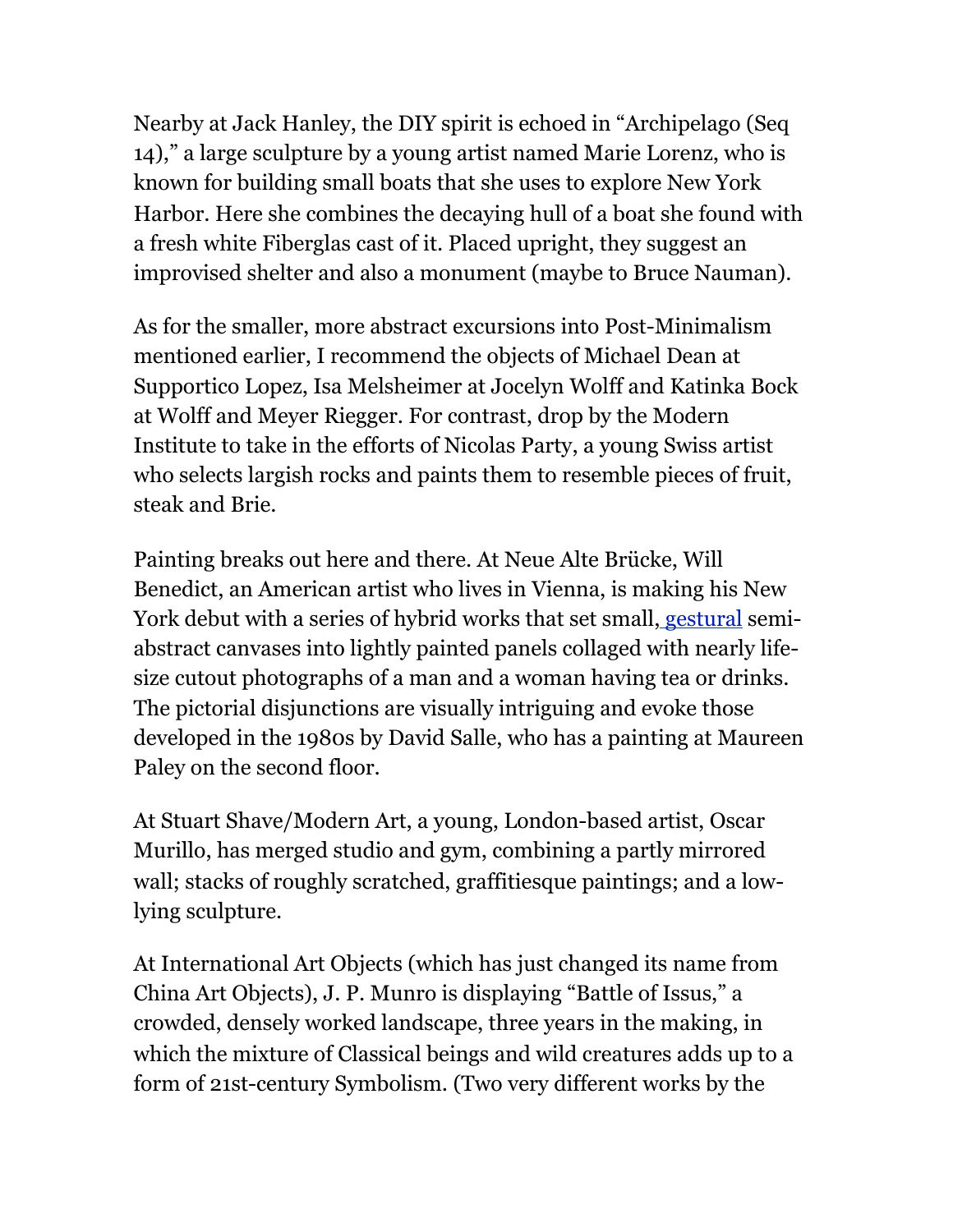Nearby at Jack Hanley, the DIY spirit is echoed in "Archipelago (Seq 14)," a large sculpture by a young artist named Marie Lorenz, who is known for building small boats that she uses to explore New York Harbor. Here she combines the decaying hull of a boat she found with a fresh white Fiberglas cast of it. Placed upright, they suggest an improvised shelter and also a monument (maybe to Bruce Nauman).

As for the smaller, more abstract excursions into Post-Minimalism mentioned earlier, I recommend the objects of Michael Dean at Supportico Lopez, Isa Melsheimer at Jocelyn Wolff and Katinka Bock at Wolff and Meyer Riegger. For contrast, drop by the Modern Institute to take in the efforts of Nicolas Party, a young Swiss artist who selects largish rocks and paints them to resemble pieces of fruit, steak and Brie.

Painting breaks out here and there. At Neue Alte Brücke, Will Benedict, an American artist who lives in Vienna, is making his New York debut with a series of hybrid works that set small, gestural semi-abstract canvases into lightly painted panels collaged with nearly life-size cutout photographs of a man and a woman having tea or drinks. The pictorial disjunctions are visually intriguing and evoke those developed in the 1980s by David Salle, who has a painting at Maureen Paley on the second floor.

At Stuart Shave/Modern Art, a young, London-based artist, Oscar Murillo, has merged studio and gym, combining a partly mirrored wall; stacks of roughly scratched, graffitiesque paintings; and a low-lying sculpture.

At International Art Objects (which has just changed its name from China Art Objects), J. P. Munro is displaying "Battle of Issus," a crowded, densely worked landscape, three years in the making, in which the mixture of Classical beings and wild creatures adds up to a form of 21st-century Symbolism. (Two very different works by the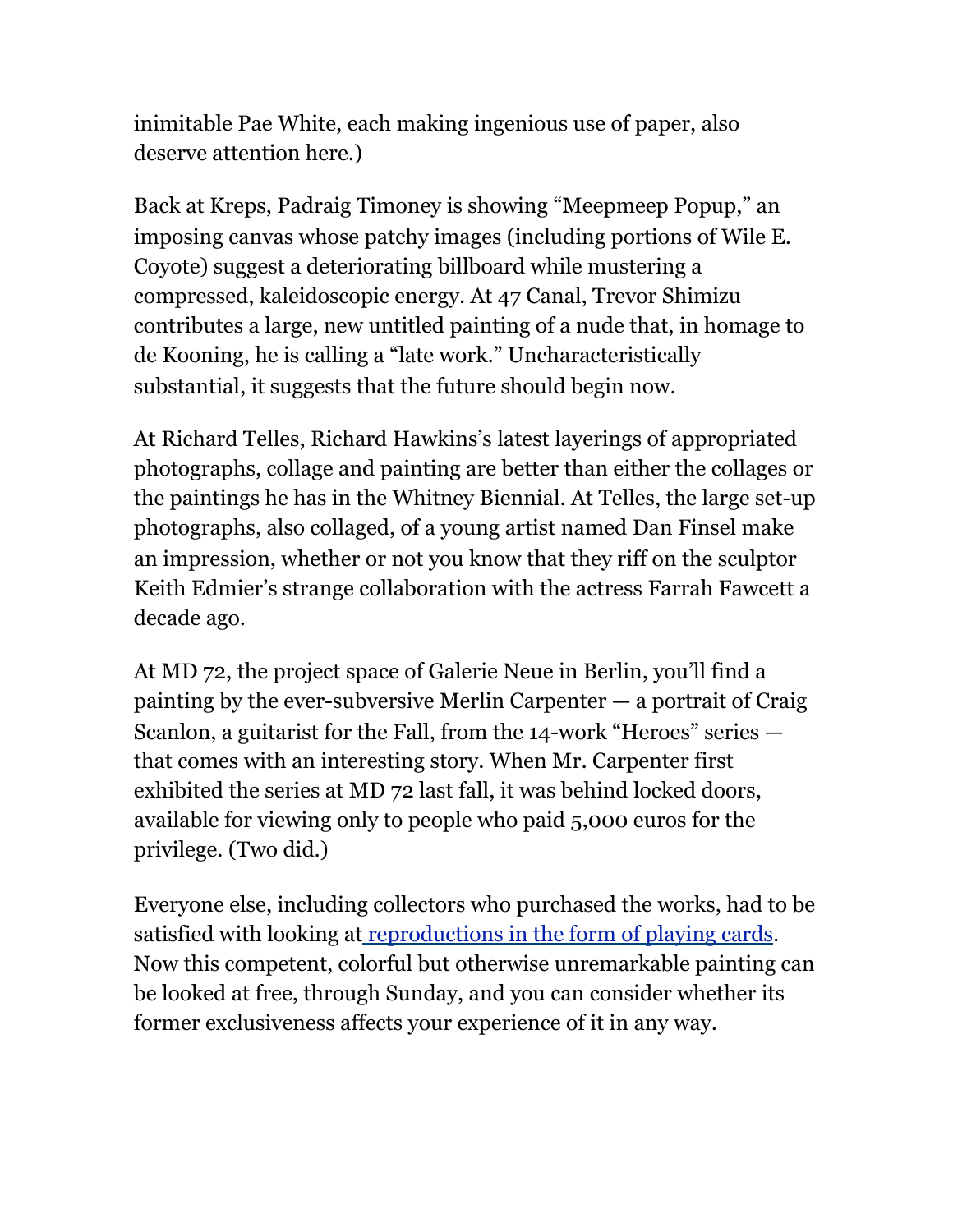inimitable Pae White, each making ingenious use of paper, also deserve attention here.)

Back at Kreps, Padraig Timoney is showing “Meepmeep Popup,” an imposing canvas whose patchy images (including portions of Wile E. Coyote) suggest a deteriorating billboard while mustering a compressed, kaleidoscopic energy. At 47 Canal, Trevor Shimizu contributes a large, new untitled painting of a nude that, in homage to de Kooning, he is calling a “late work.” Uncharacteristically substantial, it suggests that the future should begin now.

At Richard Telles, Richard Hawkins’s latest layerings of appropriated photographs, collage and painting are better than either the collages or the paintings he has in the Whitney Biennial. At Telles, the large set-up photographs, also collaged, of a young artist named Dan Finsel make an impression, whether or not you know that they riff on the sculptor Keith Edmier’s strange collaboration with the actress Farrah Fawcett a decade ago.

At MD 72, the project space of Galerie Neue in Berlin, you’ll find a painting by the ever-subversive Merlin Carpenter — a portrait of Craig Scanlon, a guitarist for the Fall, from the 14-work “Heroes” series — that comes with an interesting story. When Mr. Carpenter first exhibited the series at MD 72 last fall, it was behind locked doors, available for viewing only to people who paid 5,000 euros for the privilege. (Two did.)

Everyone else, including collectors who purchased the works, had to be satisfied with looking at reproductions in the form of playing cards. Now this competent, colorful but otherwise unremarkable painting can be looked at free, through Sunday, and you can consider whether its former exclusiveness affects your experience of it in any way.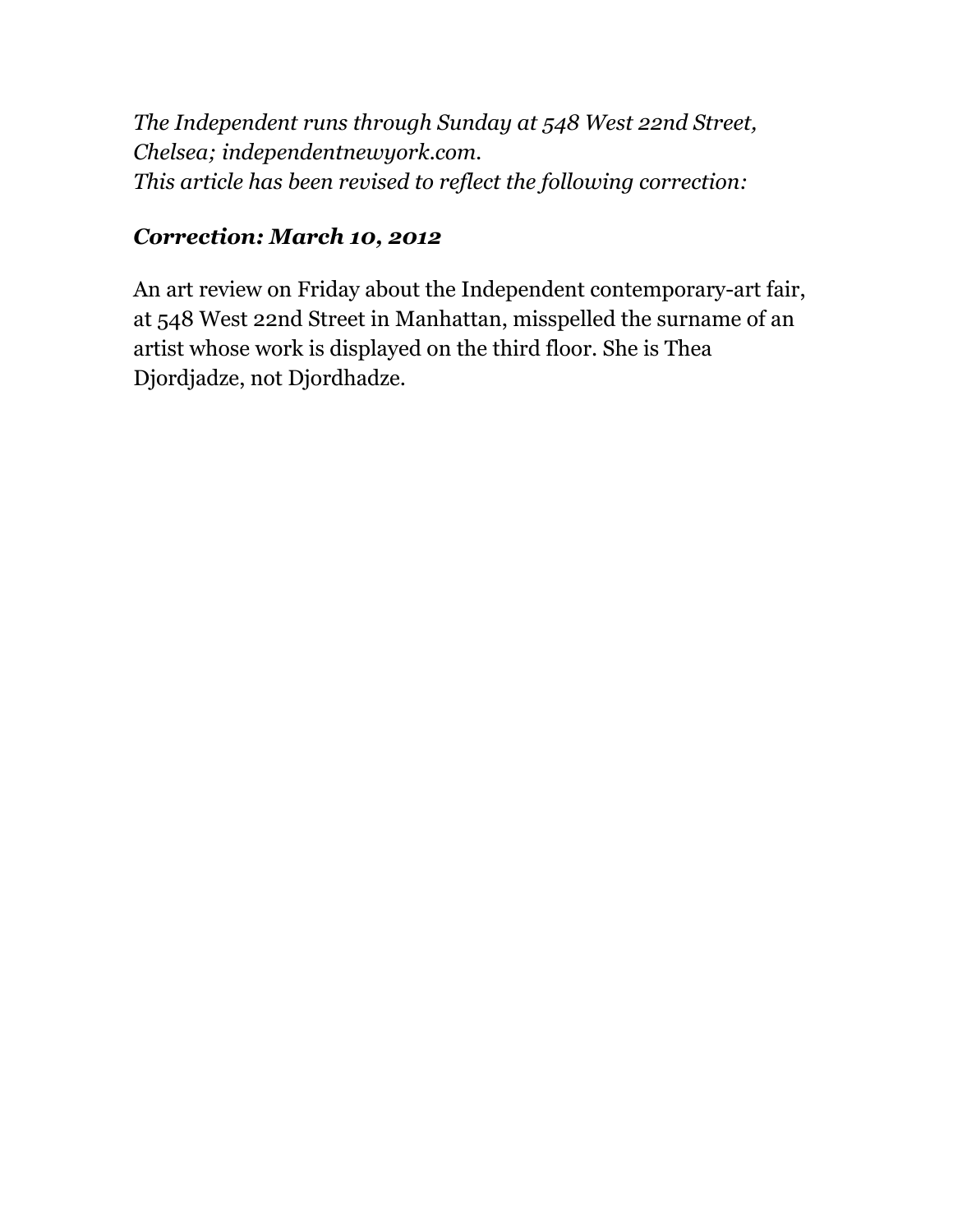*The Independent runs through Sunday at 548 West 22nd Street, Chelsea; independentnewyork.com.*
*This article has been revised to reflect the following correction:*

***Correction: March 10, 2012***

An art review on Friday about the Independent contemporary-art fair, at 548 West 22nd Street in Manhattan, misspelled the surname of an artist whose work is displayed on the third floor. She is Thea Djordjadze, not Djordhadze.